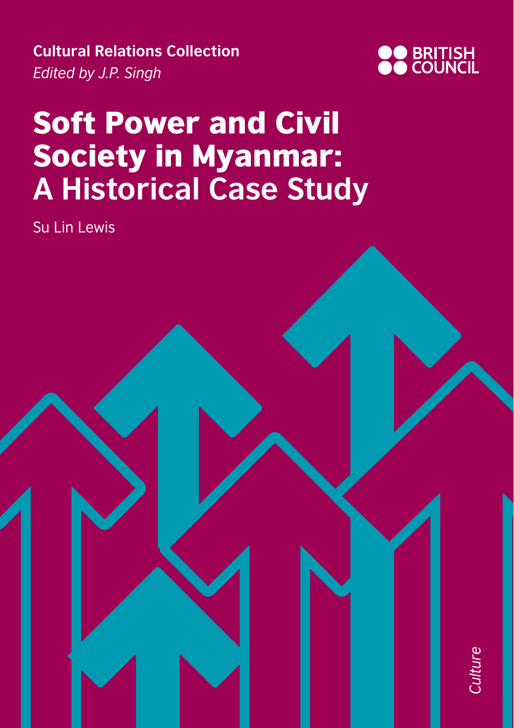**Cultural Relations Collection**
*Edited by J.P. Singh*

BRITISH COUNCIL

# Soft Power and Civil Society in Myanmar: A Historical Case Study

Su Lin Lewis

*Culture*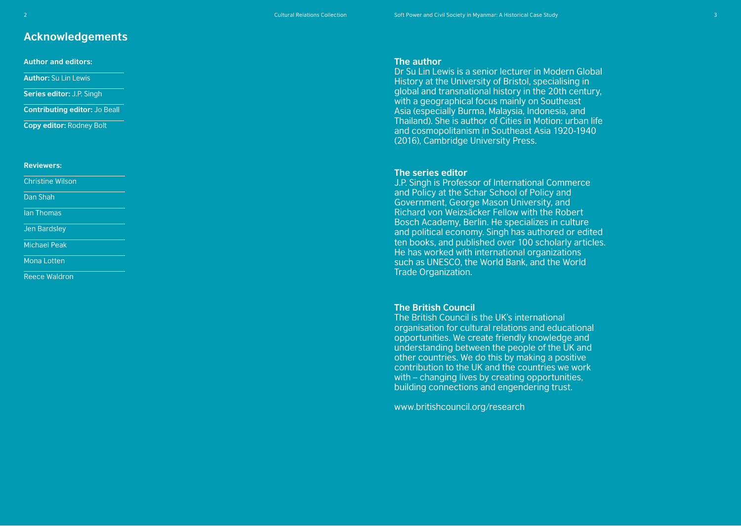## Acknowledgements

**Author and editors:**

**Author:** Su Lin Lewis

**Series editor:** J.P. Singh

**Contributing editor:** Jo Beall

**Copy editor:** Rodney Bolt

**Reviewers:**

Christine Wilson

Dan Shah

Ian Thomas

Jen Bardsley

Michael Peak

Mona Lotten

Reece Waldron

### The author

Dr Su Lin Lewis is a senior lecturer in Modern Global History at the University of Bristol, specialising in global and transnational history in the 20th century, with a geographical focus mainly on Southeast Asia (especially Burma, Malaysia, Indonesia, and Thailand). She is author of Cities in Motion: urban life and cosmopolitanism in Southeast Asia 1920-1940 (2016), Cambridge University Press.

### The series editor

J.P. Singh is Professor of International Commerce and Policy at the Schar School of Policy and Government, George Mason University, and Richard von Weizsäcker Fellow with the Robert Bosch Academy, Berlin. He specializes in culture and political economy. Singh has authored or edited ten books, and published over 100 scholarly articles. He has worked with international organizations such as UNESCO, the World Bank, and the World Trade Organization.

### The British Council

The British Council is the UK's international organisation for cultural relations and educational opportunities. We create friendly knowledge and understanding between the people of the UK and other countries. We do this by making a positive contribution to the UK and the countries we work with – changing lives by creating opportunities, building connections and engendering trust.

www.britishcouncil.org/research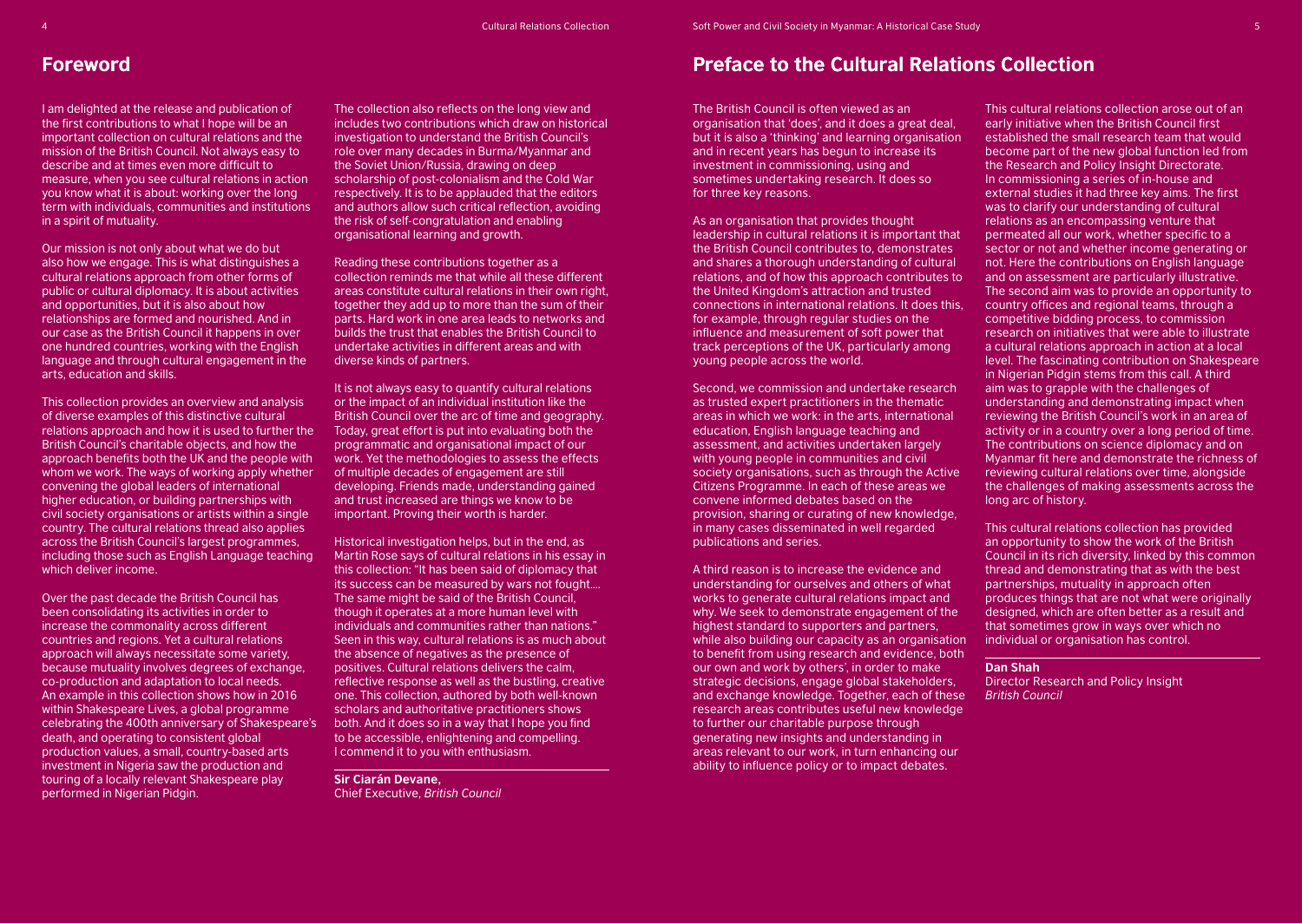## Foreword

I am delighted at the release and publication of the first contributions to what I hope will be an important collection on cultural relations and the mission of the British Council. Not always easy to describe and at times even more difficult to measure, when you see cultural relations in action you know what it is about: working over the long term with individuals, communities and institutions in a spirit of mutuality.

Our mission is not only about what we do but also how we engage. This is what distinguishes a cultural relations approach from other forms of public or cultural diplomacy. It is about activities and opportunities, but it is also about how relationships are formed and nourished. And in our case as the British Council it happens in over one hundred countries, working with the English language and through cultural engagement in the arts, education and skills.

This collection provides an overview and analysis of diverse examples of this distinctive cultural relations approach and how it is used to further the British Council's charitable objects, and how the approach benefits both the UK and the people with whom we work. The ways of working apply whether convening the global leaders of international higher education, or building partnerships with civil society organisations or artists within a single country. The cultural relations thread also applies across the British Council's largest programmes, including those such as English Language teaching which deliver income.

Over the past decade the British Council has been consolidating its activities in order to increase the commonality across different countries and regions. Yet a cultural relations approach will always necessitate some variety, because mutuality involves degrees of exchange, co-production and adaptation to local needs. An example in this collection shows how in 2016 within Shakespeare Lives, a global programme celebrating the 400th anniversary of Shakespeare's death, and operating to consistent global production values, a small, country-based arts investment in Nigeria saw the production and touring of a locally relevant Shakespeare play performed in Nigerian Pidgin.

The collection also reflects on the long view and includes two contributions which draw on historical investigation to understand the British Council's role over many decades in Burma/Myanmar and the Soviet Union/Russia, drawing on deep scholarship of post-colonialism and the Cold War respectively. It is to be applauded that the editors and authors allow such critical reflection, avoiding the risk of self-congratulation and enabling organisational learning and growth.

Reading these contributions together as a collection reminds me that while all these different areas constitute cultural relations in their own right, together they add up to more than the sum of their parts. Hard work in one area leads to networks and builds the trust that enables the British Council to undertake activities in different areas and with diverse kinds of partners.

It is not always easy to quantify cultural relations or the impact of an individual institution like the British Council over the arc of time and geography. Today, great effort is put into evaluating both the programmatic and organisational impact of our work. Yet the methodologies to assess the effects of multiple decades of engagement are still developing. Friends made, understanding gained and trust increased are things we know to be important. Proving their worth is harder.

Historical investigation helps, but in the end, as Martin Rose says of cultural relations in his essay in this collection: "It has been said of diplomacy that its success can be measured by wars not fought.... The same might be said of the British Council, though it operates at a more human level with individuals and communities rather than nations." Seen in this way, cultural relations is as much about the absence of negatives as the presence of positives. Cultural relations delivers the calm, reflective response as well as the bustling, creative one. This collection, authored by both well-known scholars and authoritative practitioners shows both. And it does so in a way that I hope you find to be accessible, enlightening and compelling. I commend it to you with enthusiasm.

**Sir Ciarán Devane,**
Chief Executive, *British Council*

## Preface to the Cultural Relations Collection

The British Council is often viewed as an organisation that 'does', and it does a great deal, but it is also a 'thinking' and learning organisation and in recent years has begun to increase its investment in commissioning, using and sometimes undertaking research. It does so for three key reasons.

As an organisation that provides thought leadership in cultural relations it is important that the British Council contributes to, demonstrates and shares a thorough understanding of cultural relations, and of how this approach contributes to the United Kingdom's attraction and trusted connections in international relations. It does this, for example, through regular studies on the influence and measurement of soft power that track perceptions of the UK, particularly among young people across the world.

Second, we commission and undertake research as trusted expert practitioners in the thematic areas in which we work: in the arts, international education, English language teaching and assessment, and activities undertaken largely with young people in communities and civil society organisations, such as through the Active Citizens Programme. In each of these areas we convene informed debates based on the provision, sharing or curating of new knowledge, in many cases disseminated in well regarded publications and series.

A third reason is to increase the evidence and understanding for ourselves and others of what works to generate cultural relations impact and why. We seek to demonstrate engagement of the highest standard to supporters and partners, while also building our capacity as an organisation to benefit from using research and evidence, both our own and work by others', in order to make strategic decisions, engage global stakeholders, and exchange knowledge. Together, each of these research areas contributes useful new knowledge to further our charitable purpose through generating new insights and understanding in areas relevant to our work, in turn enhancing our ability to influence policy or to impact debates.

This cultural relations collection arose out of an early initiative when the British Council first established the small research team that would become part of the new global function led from the Research and Policy Insight Directorate. In commissioning a series of in-house and external studies it had three key aims. The first was to clarify our understanding of cultural relations as an encompassing venture that permeated all our work, whether specific to a sector or not and whether income generating or not. Here the contributions on English language and on assessment are particularly illustrative. The second aim was to provide an opportunity to country offices and regional teams, through a competitive bidding process, to commission research on initiatives that were able to illustrate a cultural relations approach in action at a local level. The fascinating contribution on Shakespeare in Nigerian Pidgin stems from this call. A third aim was to grapple with the challenges of understanding and demonstrating impact when reviewing the British Council's work in an area of activity or in a country over a long period of time. The contributions on science diplomacy and on Myanmar fit here and demonstrate the richness of reviewing cultural relations over time, alongside the challenges of making assessments across the long arc of history.

This cultural relations collection has provided an opportunity to show the work of the British Council in its rich diversity, linked by this common thread and demonstrating that as with the best partnerships, mutuality in approach often produces things that are not what were originally designed, which are often better as a result and that sometimes grow in ways over which no individual or organisation has control.

**Dan Shah**
Director Research and Policy Insight
*British Council*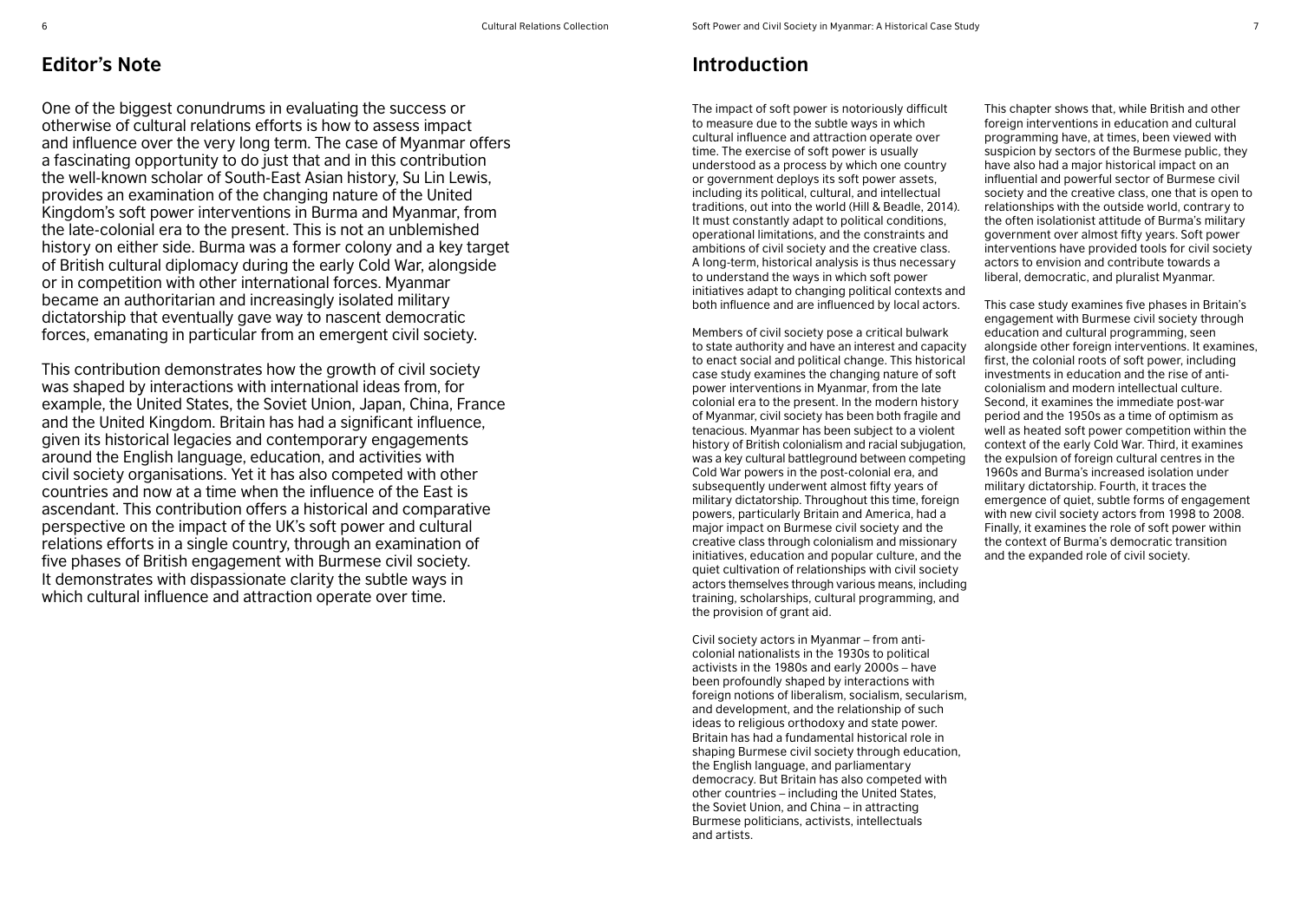## Editor's Note

One of the biggest conundrums in evaluating the success or otherwise of cultural relations efforts is how to assess impact and influence over the very long term. The case of Myanmar offers a fascinating opportunity to do just that and in this contribution the well-known scholar of South-East Asian history, Su Lin Lewis, provides an examination of the changing nature of the United Kingdom's soft power interventions in Burma and Myanmar, from the late-colonial era to the present. This is not an unblemished history on either side. Burma was a former colony and a key target of British cultural diplomacy during the early Cold War, alongside or in competition with other international forces. Myanmar became an authoritarian and increasingly isolated military dictatorship that eventually gave way to nascent democratic forces, emanating in particular from an emergent civil society.

This contribution demonstrates how the growth of civil society was shaped by interactions with international ideas from, for example, the United States, the Soviet Union, Japan, China, France and the United Kingdom. Britain has had a significant influence, given its historical legacies and contemporary engagements around the English language, education, and activities with civil society organisations. Yet it has also competed with other countries and now at a time when the influence of the East is ascendant. This contribution offers a historical and comparative perspective on the impact of the UK's soft power and cultural relations efforts in a single country, through an examination of five phases of British engagement with Burmese civil society. It demonstrates with dispassionate clarity the subtle ways in which cultural influence and attraction operate over time.

## Introduction

The impact of soft power is notoriously difficult to measure due to the subtle ways in which cultural influence and attraction operate over time. The exercise of soft power is usually understood as a process by which one country or government deploys its soft power assets, including its political, cultural, and intellectual traditions, out into the world (Hill & Beadle, 2014). It must constantly adapt to political conditions, operational limitations, and the constraints and ambitions of civil society and the creative class. A long-term, historical analysis is thus necessary to understand the ways in which soft power initiatives adapt to changing political contexts and both influence and are influenced by local actors.

Members of civil society pose a critical bulwark to state authority and have an interest and capacity to enact social and political change. This historical case study examines the changing nature of soft power interventions in Myanmar, from the late colonial era to the present. In the modern history of Myanmar, civil society has been both fragile and tenacious. Myanmar has been subject to a violent history of British colonialism and racial subjugation, was a key cultural battleground between competing Cold War powers in the post-colonial era, and subsequently underwent almost fifty years of military dictatorship. Throughout this time, foreign powers, particularly Britain and America, had a major impact on Burmese civil society and the creative class through colonialism and missionary initiatives, education and popular culture, and the quiet cultivation of relationships with civil society actors themselves through various means, including training, scholarships, cultural programming, and the provision of grant aid.

Civil society actors in Myanmar – from anti-colonial nationalists in the 1930s to political activists in the 1980s and early 2000s – have been profoundly shaped by interactions with foreign notions of liberalism, socialism, secularism, and development, and the relationship of such ideas to religious orthodoxy and state power. Britain has had a fundamental historical role in shaping Burmese civil society through education, the English language, and parliamentary democracy. But Britain has also competed with other countries – including the United States, the Soviet Union, and China – in attracting Burmese politicians, activists, intellectuals and artists.

This chapter shows that, while British and other foreign interventions in education and cultural programming have, at times, been viewed with suspicion by sectors of the Burmese public, they have also had a major historical impact on an influential and powerful sector of Burmese civil society and the creative class, one that is open to relationships with the outside world, contrary to the often isolationist attitude of Burma's military government over almost fifty years. Soft power interventions have provided tools for civil society actors to envision and contribute towards a liberal, democratic, and pluralist Myanmar.

This case study examines five phases in Britain's engagement with Burmese civil society through education and cultural programming, seen alongside other foreign interventions. It examines, first, the colonial roots of soft power, including investments in education and the rise of anti-colonialism and modern intellectual culture. Second, it examines the immediate post-war period and the 1950s as a time of optimism as well as heated soft power competition within the context of the early Cold War. Third, it examines the expulsion of foreign cultural centres in the 1960s and Burma's increased isolation under military dictatorship. Fourth, it traces the emergence of quiet, subtle forms of engagement with new civil society actors from 1998 to 2008. Finally, it examines the role of soft power within the context of Burma's democratic transition and the expanded role of civil society.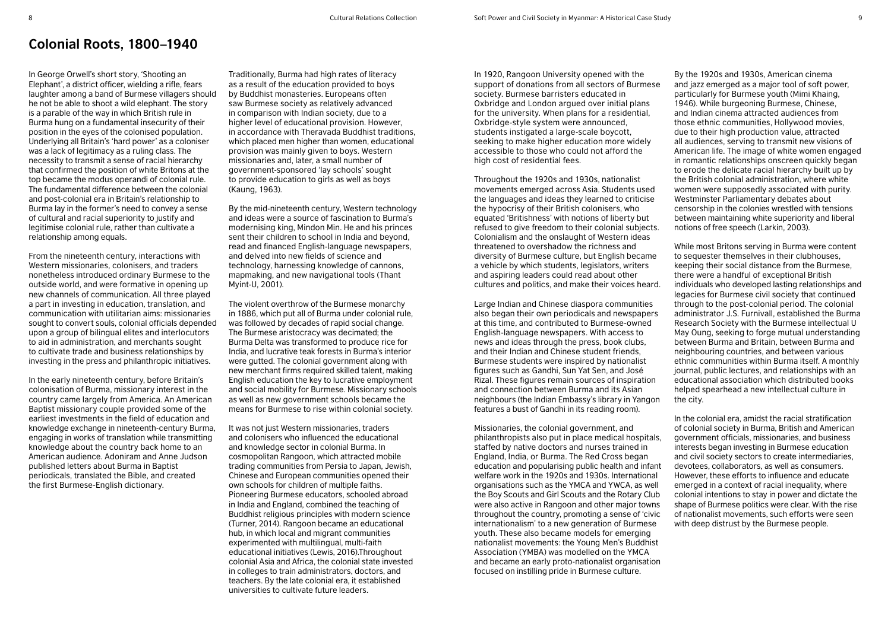## Colonial Roots, 1800–1940

In George Orwell's short story, 'Shooting an Elephant', a district officer, wielding a rifle, fears laughter among a band of Burmese villagers should he not be able to shoot a wild elephant. The story is a parable of the way in which British rule in Burma hung on a fundamental insecurity of their position in the eyes of the colonised population. Underlying all Britain's 'hard power' as a coloniser was a lack of legitimacy as a ruling class. The necessity to transmit a sense of racial hierarchy that confirmed the position of white Britons at the top became the modus operandi of colonial rule. The fundamental difference between the colonial and post-colonial era in Britain's relationship to Burma lay in the former's need to convey a sense of cultural and racial superiority to justify and legitimise colonial rule, rather than cultivate a relationship among equals.

From the nineteenth century, interactions with Western missionaries, colonisers, and traders nonetheless introduced ordinary Burmese to the outside world, and were formative in opening up new channels of communication. All three played a part in investing in education, translation, and communication with utilitarian aims: missionaries sought to convert souls, colonial officials depended upon a group of bilingual elites and interlocutors to aid in administration, and merchants sought to cultivate trade and business relationships by investing in the press and philanthropic initiatives.

In the early nineteenth century, before Britain's colonisation of Burma, missionary interest in the country came largely from America. An American Baptist missionary couple provided some of the earliest investments in the field of education and knowledge exchange in nineteenth-century Burma, engaging in works of translation while transmitting knowledge about the country back home to an American audience. Adoniram and Anne Judson published letters about Burma in Baptist periodicals, translated the Bible, and created the first Burmese-English dictionary.

Traditionally, Burma had high rates of literacy as a result of the education provided to boys by Buddhist monasteries. Europeans often saw Burmese society as relatively advanced in comparison with Indian society, due to a higher level of educational provision. However, in accordance with Theravada Buddhist traditions, which placed men higher than women, educational provision was mainly given to boys. Western missionaries and, later, a small number of government-sponsored 'lay schools' sought to provide education to girls as well as boys (Kaung, 1963).

By the mid-nineteenth century, Western technology and ideas were a source of fascination to Burma's modernising king, Mindon Min. He and his princes sent their children to school in India and beyond, read and financed English-language newspapers, and delved into new fields of science and technology, harnessing knowledge of cannons, mapmaking, and new navigational tools (Thant Myint-U, 2001).

The violent overthrow of the Burmese monarchy in 1886, which put all of Burma under colonial rule, was followed by decades of rapid social change. The Burmese aristocracy was decimated; the Burma Delta was transformed to produce rice for India, and lucrative teak forests in Burma's interior were gutted. The colonial government along with new merchant firms required skilled talent, making English education the key to lucrative employment and social mobility for Burmese. Missionary schools as well as new government schools became the means for Burmese to rise within colonial society.

It was not just Western missionaries, traders and colonisers who influenced the educational and knowledge sector in colonial Burma. In cosmopolitan Rangoon, which attracted mobile trading communities from Persia to Japan, Jewish, Chinese and European communities opened their own schools for children of multiple faiths. Pioneering Burmese educators, schooled abroad in India and England, combined the teaching of Buddhist religious principles with modern science (Turner, 2014). Rangoon became an educational hub, in which local and migrant communities experimented with multilingual, multi-faith educational initiatives (Lewis, 2016).Throughout colonial Asia and Africa, the colonial state invested in colleges to train administrators, doctors, and teachers. By the late colonial era, it established universities to cultivate future leaders.

In 1920, Rangoon University opened with the support of donations from all sectors of Burmese society. Burmese barristers educated in Oxbridge and London argued over initial plans for the university. When plans for a residential, Oxbridge-style system were announced, students instigated a large-scale boycott, seeking to make higher education more widely accessible to those who could not afford the high cost of residential fees.

Throughout the 1920s and 1930s, nationalist movements emerged across Asia. Students used the languages and ideas they learned to criticise the hypocrisy of their British colonisers, who equated 'Britishness' with notions of liberty but refused to give freedom to their colonial subjects. Colonialism and the onslaught of Western ideas threatened to overshadow the richness and diversity of Burmese culture, but English became a vehicle by which students, legislators, writers and aspiring leaders could read about other cultures and politics, and make their voices heard.

Large Indian and Chinese diaspora communities also began their own periodicals and newspapers at this time, and contributed to Burmese-owned English-language newspapers. With access to news and ideas through the press, book clubs, and their Indian and Chinese student friends, Burmese students were inspired by nationalist figures such as Gandhi, Sun Yat Sen, and José Rizal. These figures remain sources of inspiration and connection between Burma and its Asian neighbours (the Indian Embassy's library in Yangon features a bust of Gandhi in its reading room).

Missionaries, the colonial government, and philanthropists also put in place medical hospitals, staffed by native doctors and nurses trained in England, India, or Burma. The Red Cross began education and popularising public health and infant welfare work in the 1920s and 1930s. International organisations such as the YMCA and YWCA, as well the Boy Scouts and Girl Scouts and the Rotary Club were also active in Rangoon and other major towns throughout the country, promoting a sense of 'civic internationalism' to a new generation of Burmese youth. These also became models for emerging nationalist movements: the Young Men's Buddhist Association (YMBA) was modelled on the YMCA and became an early proto-nationalist organisation focused on instilling pride in Burmese culture.

By the 1920s and 1930s, American cinema and jazz emerged as a major tool of soft power, particularly for Burmese youth (Mimi Khaing, 1946). While burgeoning Burmese, Chinese, and Indian cinema attracted audiences from those ethnic communities, Hollywood movies, due to their high production value, attracted all audiences, serving to transmit new visions of American life. The image of white women engaged in romantic relationships onscreen quickly began to erode the delicate racial hierarchy built up by the British colonial administration, where white women were supposedly associated with purity. Westminster Parliamentary debates about censorship in the colonies wrestled with tensions between maintaining white superiority and liberal notions of free speech (Larkin, 2003).

While most Britons serving in Burma were content to sequester themselves in their clubhouses, keeping their social distance from the Burmese, there were a handful of exceptional British individuals who developed lasting relationships and legacies for Burmese civil society that continued through to the post-colonial period. The colonial administrator J.S. Furnivall, established the Burma Research Society with the Burmese intellectual U May Oung, seeking to forge mutual understanding between Burma and Britain, between Burma and neighbouring countries, and between various ethnic communities within Burma itself. A monthly journal, public lectures, and relationships with an educational association which distributed books helped spearhead a new intellectual culture in the city.

In the colonial era, amidst the racial stratification of colonial society in Burma, British and American government officials, missionaries, and business interests began investing in Burmese education and civil society sectors to create intermediaries, devotees, collaborators, as well as consumers. However, these efforts to influence and educate emerged in a context of racial inequality, where colonial intentions to stay in power and dictate the shape of Burmese politics were clear. With the rise of nationalist movements, such efforts were seen with deep distrust by the Burmese people.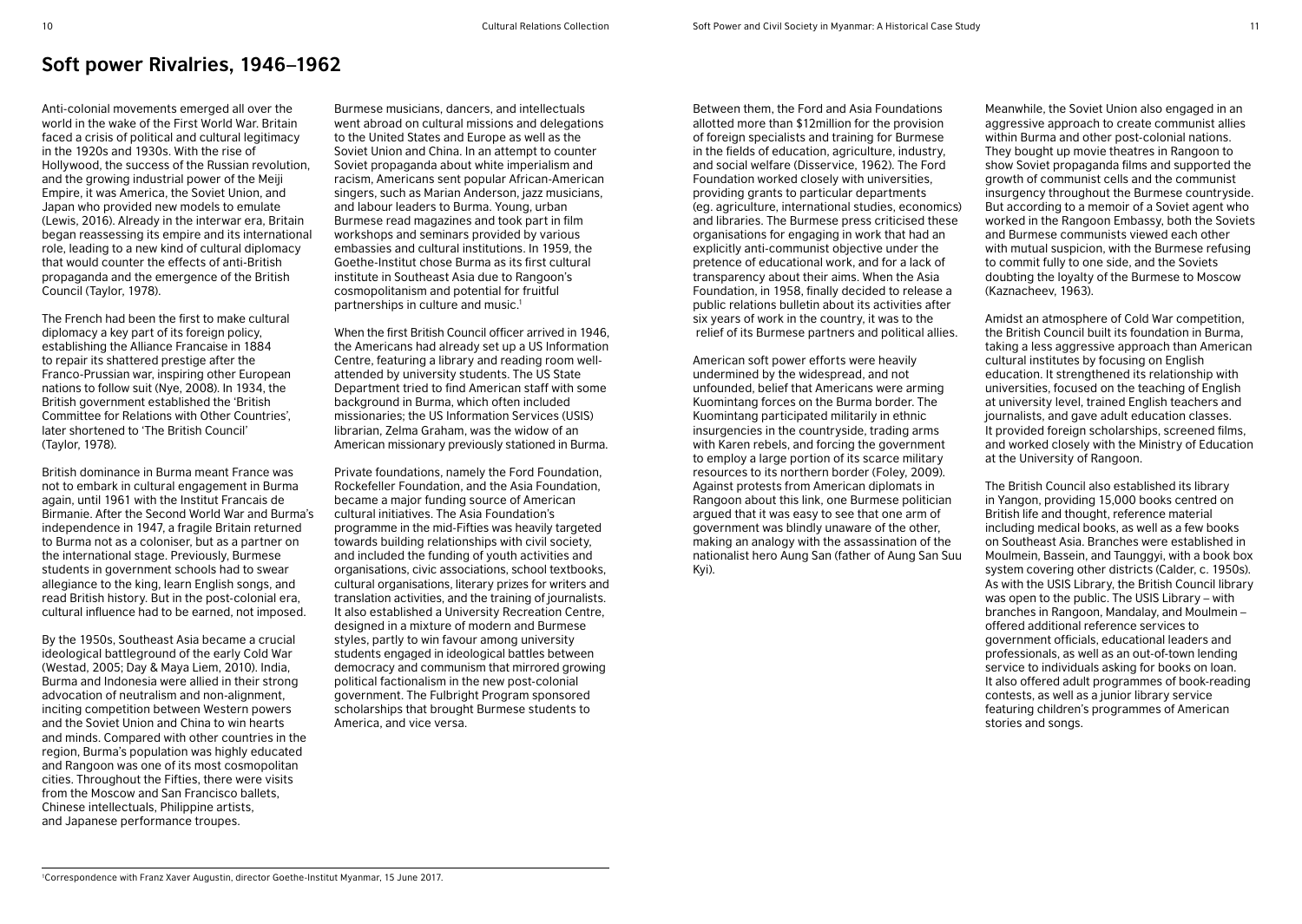## Soft power Rivalries, 1946–1962

Anti-colonial movements emerged all over the world in the wake of the First World War. Britain faced a crisis of political and cultural legitimacy in the 1920s and 1930s. With the rise of Hollywood, the success of the Russian revolution, and the growing industrial power of the Meiji Empire, it was America, the Soviet Union, and Japan who provided new models to emulate (Lewis, 2016). Already in the interwar era, Britain began reassessing its empire and its international role, leading to a new kind of cultural diplomacy that would counter the effects of anti-British propaganda and the emergence of the British Council (Taylor, 1978).

The French had been the first to make cultural diplomacy a key part of its foreign policy, establishing the Alliance Francaise in 1884 to repair its shattered prestige after the Franco-Prussian war, inspiring other European nations to follow suit (Nye, 2008). In 1934, the British government established the 'British Committee for Relations with Other Countries', later shortened to 'The British Council' (Taylor, 1978).

British dominance in Burma meant France was not to embark in cultural engagement in Burma again, until 1961 with the Institut Francais de Birmanie. After the Second World War and Burma's independence in 1947, a fragile Britain returned to Burma not as a coloniser, but as a partner on the international stage. Previously, Burmese students in government schools had to swear allegiance to the king, learn English songs, and read British history. But in the post-colonial era, cultural influence had to be earned, not imposed.

By the 1950s, Southeast Asia became a crucial ideological battleground of the early Cold War (Westad, 2005; Day & Maya Liem, 2010). India, Burma and Indonesia were allied in their strong advocation of neutralism and non-alignment, inciting competition between Western powers and the Soviet Union and China to win hearts and minds. Compared with other countries in the region, Burma's population was highly educated and Rangoon was one of its most cosmopolitan cities. Throughout the Fifties, there were visits from the Moscow and San Francisco ballets, Chinese intellectuals, Philippine artists, and Japanese performance troupes.

Burmese musicians, dancers, and intellectuals went abroad on cultural missions and delegations to the United States and Europe as well as the Soviet Union and China. In an attempt to counter Soviet propaganda about white imperialism and racism, Americans sent popular African-American singers, such as Marian Anderson, jazz musicians, and labour leaders to Burma. Young, urban Burmese read magazines and took part in film workshops and seminars provided by various embassies and cultural institutions. In 1959, the Goethe-Institut chose Burma as its first cultural institute in Southeast Asia due to Rangoon's cosmopolitanism and potential for fruitful partnerships in culture and music.[1]

When the first British Council officer arrived in 1946, the Americans had already set up a US Information Centre, featuring a library and reading room well-attended by university students. The US State Department tried to find American staff with some background in Burma, which often included missionaries; the US Information Services (USIS) librarian, Zelma Graham, was the widow of an American missionary previously stationed in Burma.

Private foundations, namely the Ford Foundation, Rockefeller Foundation, and the Asia Foundation, became a major funding source of American cultural initiatives. The Asia Foundation's programme in the mid-Fifties was heavily targeted towards building relationships with civil society, and included the funding of youth activities and organisations, civic associations, school textbooks, cultural organisations, literary prizes for writers and translation activities, and the training of journalists. It also established a University Recreation Centre, designed in a mixture of modern and Burmese styles, partly to win favour among university students engaged in ideological battles between democracy and communism that mirrored growing political factionalism in the new post-colonial government. The Fulbright Program sponsored scholarships that brought Burmese students to America, and vice versa.

Between them, the Ford and Asia Foundations allotted more than $12million for the provision of foreign specialists and training for Burmese in the fields of education, agriculture, industry, and social welfare (Disservice, 1962). The Ford Foundation worked closely with universities, providing grants to particular departments (eg. agriculture, international studies, economics) and libraries. The Burmese press criticised these organisations for engaging in work that had an explicitly anti-communist objective under the pretence of educational work, and for a lack of transparency about their aims. When the Asia Foundation, in 1958, finally decided to release a public relations bulletin about its activities after six years of work in the country, it was to the relief of its Burmese partners and political allies.

American soft power efforts were heavily undermined by the widespread, and not unfounded, belief that Americans were arming Kuomintang forces on the Burma border. The Kuomintang participated militarily in ethnic insurgencies in the countryside, trading arms with Karen rebels, and forcing the government to employ a large portion of its scarce military resources to its northern border (Foley, 2009). Against protests from American diplomats in Rangoon about this link, one Burmese politician argued that it was easy to see that one arm of government was blindly unaware of the other, making an analogy with the assassination of the nationalist hero Aung San (father of Aung San Suu Kyi).

Meanwhile, the Soviet Union also engaged in an aggressive approach to create communist allies within Burma and other post-colonial nations. They bought up movie theatres in Rangoon to show Soviet propaganda films and supported the growth of communist cells and the communist insurgency throughout the Burmese countryside. But according to a memoir of a Soviet agent who worked in the Rangoon Embassy, both the Soviets and Burmese communists viewed each other with mutual suspicion, with the Burmese refusing to commit fully to one side, and the Soviets doubting the loyalty of the Burmese to Moscow (Kaznacheev, 1963).

Amidst an atmosphere of Cold War competition, the British Council built its foundation in Burma, taking a less aggressive approach than American cultural institutes by focusing on English education. It strengthened its relationship with universities, focused on the teaching of English at university level, trained English teachers and journalists, and gave adult education classes. It provided foreign scholarships, screened films, and worked closely with the Ministry of Education at the University of Rangoon.

The British Council also established its library in Yangon, providing 15,000 books centred on British life and thought, reference material including medical books, as well as a few books on Southeast Asia. Branches were established in Moulmein, Bassein, and Taunggyi, with a book box system covering other districts (Calder, c. 1950s). As with the USIS Library, the British Council library was open to the public. The USIS Library – with branches in Rangoon, Mandalay, and Moulmein – offered additional reference services to government officials, educational leaders and professionals, as well as an out-of-town lending service to individuals asking for books on loan. It also offered adult programmes of book-reading contests, as well as a junior library service featuring children's programmes of American stories and songs.

---

[1] Correspondence with Franz Xaver Augustin, director Goethe-Institut Myanmar, 15 June 2017.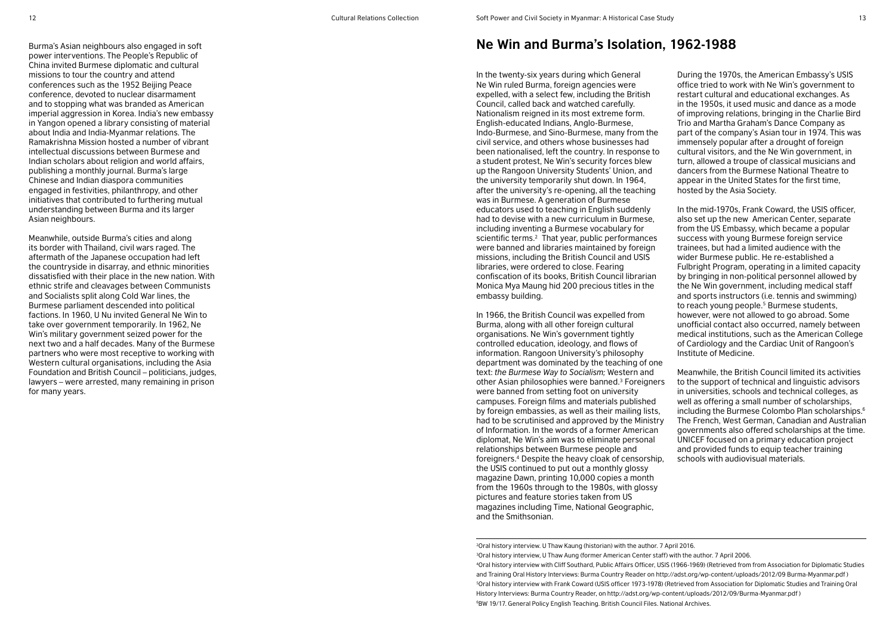Burma's Asian neighbours also engaged in soft power interventions. The People's Republic of China invited Burmese diplomatic and cultural missions to tour the country and attend conferences such as the 1952 Beijing Peace conference, devoted to nuclear disarmament and to stopping what was branded as American imperial aggression in Korea. India's new embassy in Yangon opened a library consisting of material about India and India-Myanmar relations. The Ramakrishna Mission hosted a number of vibrant intellectual discussions between Burmese and Indian scholars about religion and world affairs, publishing a monthly journal. Burma's large Chinese and Indian diaspora communities engaged in festivities, philanthropy, and other initiatives that contributed to furthering mutual understanding between Burma and its larger Asian neighbours.

Meanwhile, outside Burma's cities and along its border with Thailand, civil wars raged. The aftermath of the Japanese occupation had left the countryside in disarray, and ethnic minorities dissatisfied with their place in the new nation. With ethnic strife and cleavages between Communists and Socialists split along Cold War lines, the Burmese parliament descended into political factions. In 1960, U Nu invited General Ne Win to take over government temporarily. In 1962, Ne Win's military government seized power for the next two and a half decades. Many of the Burmese partners who were most receptive to working with Western cultural organisations, including the Asia Foundation and British Council – politicians, judges, lawyers – were arrested, many remaining in prison for many years.

## Ne Win and Burma's Isolation, 1962-1988

In the twenty-six years during which General Ne Win ruled Burma, foreign agencies were expelled, with a select few, including the British Council, called back and watched carefully. Nationalism reigned in its most extreme form. English-educated Indians, Anglo-Burmese, Indo-Burmese, and Sino-Burmese, many from the civil service, and others whose businesses had been nationalised, left the country. In response to a student protest, Ne Win's security forces blew up the Rangoon University Students' Union, and the university temporarily shut down. In 1964, after the university's re-opening, all the teaching was in Burmese. A generation of Burmese educators used to teaching in English suddenly had to devise with a new curriculum in Burmese, including inventing a Burmese vocabulary for scientific terms.[2] That year, public performances were banned and libraries maintained by foreign missions, including the British Council and USIS libraries, were ordered to close. Fearing confiscation of its books, British Council librarian Monica Mya Maung hid 200 precious titles in the embassy building.

In 1966, the British Council was expelled from Burma, along with all other foreign cultural organisations. Ne Win's government tightly controlled education, ideology, and flows of information. Rangoon University's philosophy department was dominated by the teaching of one text: *the Burmese Way to Socialism;* Western and other Asian philosophies were banned.[3] Foreigners were banned from setting foot on university campuses. Foreign films and materials published by foreign embassies, as well as their mailing lists, had to be scrutinised and approved by the Ministry of Information. In the words of a former American diplomat, Ne Win's aim was to eliminate personal relationships between Burmese people and foreigners.[4] Despite the heavy cloak of censorship, the USIS continued to put out a monthly glossy magazine Dawn, printing 10,000 copies a month from the 1960s through to the 1980s, with glossy pictures and feature stories taken from US magazines including Time, National Geographic, and the Smithsonian.

During the 1970s, the American Embassy's USIS office tried to work with Ne Win's government to restart cultural and educational exchanges. As in the 1950s, it used music and dance as a mode of improving relations, bringing in the Charlie Bird Trio and Martha Graham's Dance Company as part of the company's Asian tour in 1974. This was immensely popular after a drought of foreign cultural visitors, and the Ne Win government, in turn, allowed a troupe of classical musicians and dancers from the Burmese National Theatre to appear in the United States for the first time, hosted by the Asia Society.

In the mid-1970s, Frank Coward, the USIS officer, also set up the new American Center, separate from the US Embassy, which became a popular success with young Burmese foreign service trainees, but had a limited audience with the wider Burmese public. He re-established a Fulbright Program, operating in a limited capacity by bringing in non-political personnel allowed by the Ne Win government, including medical staff and sports instructors (i.e. tennis and swimming) to reach young people.[5] Burmese students, however, were not allowed to go abroad. Some unofficial contact also occurred, namely between medical institutions, such as the American College of Cardiology and the Cardiac Unit of Rangoon's Institute of Medicine.

Meanwhile, the British Council limited its activities to the support of technical and linguistic advisors in universities, schools and technical colleges, as well as offering a small number of scholarships, including the Burmese Colombo Plan scholarships.[6] The French, West German, Canadian and Australian governments also offered scholarships at the time. UNICEF focused on a primary education project and provided funds to equip teacher training schools with audiovisual materials.

---

[2] Oral history interview. U Thaw Kaung (historian) with the author. 7 April 2016.

[3] Oral history interview, U Thaw Aung (former American Center staff) with the author. 7 April 2006.

[4] Oral history interview with Cliff Southard, Public Affairs Officer, USIS (1966-1969) (Retrieved from from Association for Diplomatic Studies and Training Oral History Interviews: Burma Country Reader on http://adst.org/wp-content/uploads/2012/09 Burma-Myanmar.pdf )

[5] Oral history interview with Frank Coward (USIS officer 1973-1978) (Retrieved from Association for Diplomatic Studies and Training Oral History Interviews: Burma Country Reader, on http://adst.org/wp-content/uploads/2012/09/Burma-Myanmar.pdf )

[6] BW 19/17. General Policy English Teaching. British Council Files. National Archives.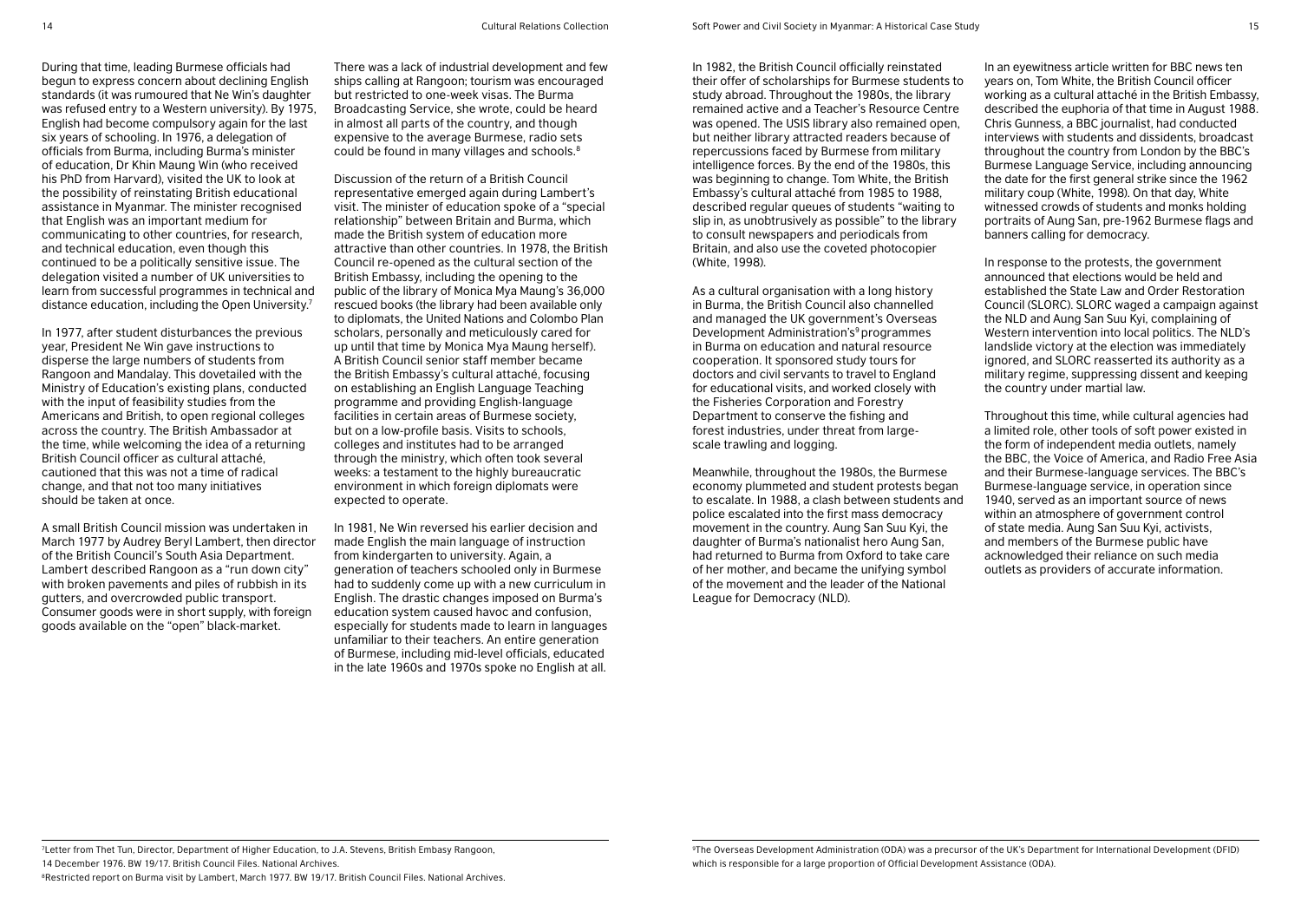During that time, leading Burmese officials had begun to express concern about declining English standards (it was rumoured that Ne Win's daughter was refused entry to a Western university). By 1975, English had become compulsory again for the last six years of schooling. In 1976, a delegation of officials from Burma, including Burma's minister of education, Dr Khin Maung Win (who received his PhD from Harvard), visited the UK to look at the possibility of reinstating British educational assistance in Myanmar. The minister recognised that English was an important medium for communicating to other countries, for research, and technical education, even though this continued to be a politically sensitive issue. The delegation visited a number of UK universities to learn from successful programmes in technical and distance education, including the Open University.[7]

In 1977, after student disturbances the previous year, President Ne Win gave instructions to disperse the large numbers of students from Rangoon and Mandalay. This dovetailed with the Ministry of Education's existing plans, conducted with the input of feasibility studies from the Americans and British, to open regional colleges across the country. The British Ambassador at the time, while welcoming the idea of a returning British Council officer as cultural attaché, cautioned that this was not a time of radical change, and that not too many initiatives should be taken at once.

A small British Council mission was undertaken in March 1977 by Audrey Beryl Lambert, then director of the British Council's South Asia Department. Lambert described Rangoon as a "run down city" with broken pavements and piles of rubbish in its gutters, and overcrowded public transport. Consumer goods were in short supply, with foreign goods available on the "open" black-market.

There was a lack of industrial development and few ships calling at Rangoon; tourism was encouraged but restricted to one-week visas. The Burma Broadcasting Service, she wrote, could be heard in almost all parts of the country, and though expensive to the average Burmese, radio sets could be found in many villages and schools.[8]

Discussion of the return of a British Council representative emerged again during Lambert's visit. The minister of education spoke of a "special relationship" between Britain and Burma, which made the British system of education more attractive than other countries. In 1978, the British Council re-opened as the cultural section of the British Embassy, including the opening to the public of the library of Monica Mya Maung's 36,000 rescued books (the library had been available only to diplomats, the United Nations and Colombo Plan scholars, personally and meticulously cared for up until that time by Monica Mya Maung herself). A British Council senior staff member became the British Embassy's cultural attaché, focusing on establishing an English Language Teaching programme and providing English-language facilities in certain areas of Burmese society, but on a low-profile basis. Visits to schools, colleges and institutes had to be arranged through the ministry, which often took several weeks: a testament to the highly bureaucratic environment in which foreign diplomats were expected to operate.

In 1981, Ne Win reversed his earlier decision and made English the main language of instruction from kindergarten to university. Again, a generation of teachers schooled only in Burmese had to suddenly come up with a new curriculum in English. The drastic changes imposed on Burma's education system caused havoc and confusion, especially for students made to learn in languages unfamiliar to their teachers. An entire generation of Burmese, including mid-level officials, educated in the late 1960s and 1970s spoke no English at all.

In 1982, the British Council officially reinstated their offer of scholarships for Burmese students to study abroad. Throughout the 1980s, the library remained active and a Teacher's Resource Centre was opened. The USIS library also remained open, but neither library attracted readers because of repercussions faced by Burmese from military intelligence forces. By the end of the 1980s, this was beginning to change. Tom White, the British Embassy's cultural attaché from 1985 to 1988, described regular queues of students "waiting to slip in, as unobtrusively as possible" to the library to consult newspapers and periodicals from Britain, and also use the coveted photocopier (White, 1998).

As a cultural organisation with a long history in Burma, the British Council also channelled and managed the UK government's Overseas Development Administration's[9] programmes in Burma on education and natural resource cooperation. It sponsored study tours for doctors and civil servants to travel to England for educational visits, and worked closely with the Fisheries Corporation and Forestry Department to conserve the fishing and forest industries, under threat from large-scale trawling and logging.

Meanwhile, throughout the 1980s, the Burmese economy plummeted and student protests began to escalate. In 1988, a clash between students and police escalated into the first mass democracy movement in the country. Aung San Suu Kyi, the daughter of Burma's nationalist hero Aung San, had returned to Burma from Oxford to take care of her mother, and became the unifying symbol of the movement and the leader of the National League for Democracy (NLD).

In an eyewitness article written for BBC news ten years on, Tom White, the British Council officer working as a cultural attaché in the British Embassy, described the euphoria of that time in August 1988. Chris Gunness, a BBC journalist, had conducted interviews with students and dissidents, broadcast throughout the country from London by the BBC's Burmese Language Service, including announcing the date for the first general strike since the 1962 military coup (White, 1998). On that day, White witnessed crowds of students and monks holding portraits of Aung San, pre-1962 Burmese flags and banners calling for democracy.

In response to the protests, the government announced that elections would be held and established the State Law and Order Restoration Council (SLORC). SLORC waged a campaign against the NLD and Aung San Suu Kyi, complaining of Western intervention into local politics. The NLD's landslide victory at the election was immediately ignored, and SLORC reasserted its authority as a military regime, suppressing dissent and keeping the country under martial law.

Throughout this time, while cultural agencies had a limited role, other tools of soft power existed in the form of independent media outlets, namely the BBC, the Voice of America, and Radio Free Asia and their Burmese-language services. The BBC's Burmese-language service, in operation since 1940, served as an important source of news within an atmosphere of government control of state media. Aung San Suu Kyi, activists, and members of the Burmese public have acknowledged their reliance on such media outlets as providers of accurate information.

---

[7] Letter from Thet Tun, Director, Department of Higher Education, to J.A. Stevens, British Embasy Rangoon, 14 December 1976. BW 19/17. British Council Files. National Archives.

[8] Restricted report on Burma visit by Lambert, March 1977. BW 19/17. British Council Files. National Archives.

[9] The Overseas Development Administration (ODA) was a precursor of the UK's Department for International Development (DFID) which is responsible for a large proportion of Official Development Assistance (ODA).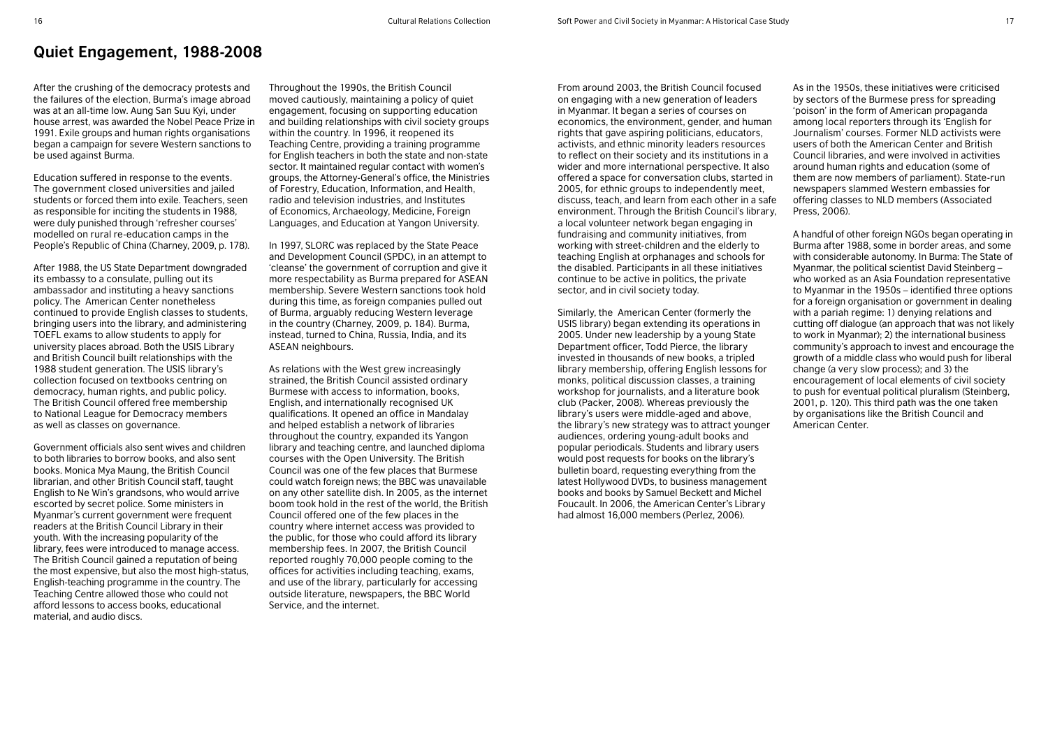## Quiet Engagement, 1988-2008

After the crushing of the democracy protests and the failures of the election, Burma's image abroad was at an all-time low. Aung San Suu Kyi, under house arrest, was awarded the Nobel Peace Prize in 1991. Exile groups and human rights organisations began a campaign for severe Western sanctions to be used against Burma.

Education suffered in response to the events. The government closed universities and jailed students or forced them into exile. Teachers, seen as responsible for inciting the students in 1988, were duly punished through 'refresher courses' modelled on rural re-education camps in the People's Republic of China (Charney, 2009, p. 178).

After 1988, the US State Department downgraded its embassy to a consulate, pulling out its ambassador and instituting a heavy sanctions policy. The American Center nonetheless continued to provide English classes to students, bringing users into the library, and administering TOEFL exams to allow students to apply for university places abroad. Both the USIS Library and British Council built relationships with the 1988 student generation. The USIS library's collection focused on textbooks centring on democracy, human rights, and public policy. The British Council offered free membership to National League for Democracy members as well as classes on governance.

Government officials also sent wives and children to both libraries to borrow books, and also sent books. Monica Mya Maung, the British Council librarian, and other British Council staff, taught English to Ne Win's grandsons, who would arrive escorted by secret police. Some ministers in Myanmar's current government were frequent readers at the British Council Library in their youth. With the increasing popularity of the library, fees were introduced to manage access. The British Council gained a reputation of being the most expensive, but also the most high-status, English-teaching programme in the country. The Teaching Centre allowed those who could not afford lessons to access books, educational material, and audio discs.

Throughout the 1990s, the British Council moved cautiously, maintaining a policy of quiet engagement, focusing on supporting education and building relationships with civil society groups within the country. In 1996, it reopened its Teaching Centre, providing a training programme for English teachers in both the state and non-state sector. It maintained regular contact with women's groups, the Attorney-General's office, the Ministries of Forestry, Education, Information, and Health, radio and television industries, and Institutes of Economics, Archaeology, Medicine, Foreign Languages, and Education at Yangon University.

In 1997, SLORC was replaced by the State Peace and Development Council (SPDC), in an attempt to 'cleanse' the government of corruption and give it more respectability as Burma prepared for ASEAN membership. Severe Western sanctions took hold during this time, as foreign companies pulled out of Burma, arguably reducing Western leverage in the country (Charney, 2009, p. 184). Burma, instead, turned to China, Russia, India, and its ASEAN neighbours.

As relations with the West grew increasingly strained, the British Council assisted ordinary Burmese with access to information, books, English, and internationally recognised UK qualifications. It opened an office in Mandalay and helped establish a network of libraries throughout the country, expanded its Yangon library and teaching centre, and launched diploma courses with the Open University. The British Council was one of the few places that Burmese could watch foreign news; the BBC was unavailable on any other satellite dish. In 2005, as the internet boom took hold in the rest of the world, the British Council offered one of the few places in the country where internet access was provided to the public, for those who could afford its library membership fees. In 2007, the British Council reported roughly 70,000 people coming to the offices for activities including teaching, exams, and use of the library, particularly for accessing outside literature, newspapers, the BBC World Service, and the internet.

From around 2003, the British Council focused on engaging with a new generation of leaders in Myanmar. It began a series of courses on economics, the environment, gender, and human rights that gave aspiring politicians, educators, activists, and ethnic minority leaders resources to reflect on their society and its institutions in a wider and more international perspective. It also offered a space for conversation clubs, started in 2005, for ethnic groups to independently meet, discuss, teach, and learn from each other in a safe environment. Through the British Council's library, a local volunteer network began engaging in fundraising and community initiatives, from working with street-children and the elderly to teaching English at orphanages and schools for the disabled. Participants in all these initiatives continue to be active in politics, the private sector, and in civil society today.

Similarly, the American Center (formerly the USIS library) began extending its operations in 2005. Under new leadership by a young State Department officer, Todd Pierce, the library invested in thousands of new books, a tripled library membership, offering English lessons for monks, political discussion classes, a training workshop for journalists, and a literature book club (Packer, 2008). Whereas previously the library's users were middle-aged and above, the library's new strategy was to attract younger audiences, ordering young-adult books and popular periodicals. Students and library users would post requests for books on the library's bulletin board, requesting everything from the latest Hollywood DVDs, to business management books and books by Samuel Beckett and Michel Foucault. In 2006, the American Center's Library had almost 16,000 members (Perlez, 2006).

As in the 1950s, these initiatives were criticised by sectors of the Burmese press for spreading 'poison' in the form of American propaganda among local reporters through its 'English for Journalism' courses. Former NLD activists were users of both the American Center and British Council libraries, and were involved in activities around human rights and education (some of them are now members of parliament). State-run newspapers slammed Western embassies for offering classes to NLD members (Associated Press, 2006).

A handful of other foreign NGOs began operating in Burma after 1988, some in border areas, and some with considerable autonomy. In Burma: The State of Myanmar, the political scientist David Steinberg – who worked as an Asia Foundation representative to Myanmar in the 1950s – identified three options for a foreign organisation or government in dealing with a pariah regime: 1) denying relations and cutting off dialogue (an approach that was not likely to work in Myanmar); 2) the international business community's approach to invest and encourage the growth of a middle class who would push for liberal change (a very slow process); and 3) the encouragement of local elements of civil society to push for eventual political pluralism (Steinberg, 2001, p. 120). This third path was the one taken by organisations like the British Council and American Center.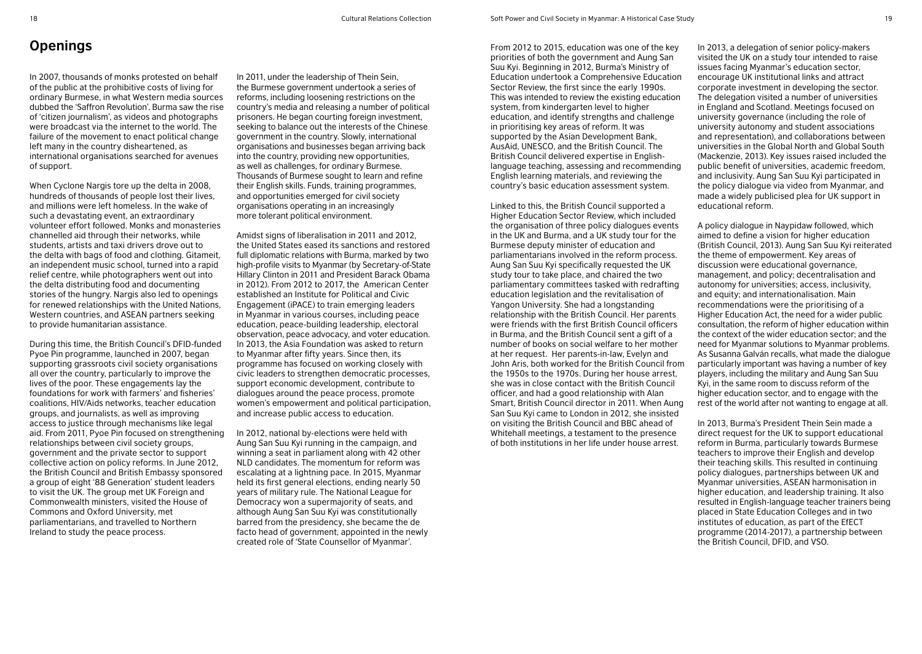## Openings

In 2007, thousands of monks protested on behalf of the public at the prohibitive costs of living for ordinary Burmese, in what Western media sources dubbed the 'Saffron Revolution'. Burma saw the rise of 'citizen journalism', as videos and photographs were broadcast via the internet to the world. The failure of the movement to enact political change left many in the country disheartened, as international organisations searched for avenues of support.

When Cyclone Nargis tore up the delta in 2008, hundreds of thousands of people lost their lives, and millions were left homeless. In the wake of such a devastating event, an extraordinary volunteer effort followed. Monks and monasteries channelled aid through their networks, while students, artists and taxi drivers drove out to the delta with bags of food and clothing. Gitameit, an independent music school, turned into a rapid relief centre, while photographers went out into the delta distributing food and documenting stories of the hungry. Nargis also led to openings for renewed relationships with the United Nations, Western countries, and ASEAN partners seeking to provide humanitarian assistance.

During this time, the British Council's DFID-funded Pyoe Pin programme, launched in 2007, began supporting grassroots civil society organisations all over the country, particularly to improve the lives of the poor. These engagements lay the foundations for work with farmers' and fisheries' coalitions, HIV/Aids networks, teacher education groups, and journalists, as well as improving access to justice through mechanisms like legal aid. From 2011, Pyoe Pin focused on strengthening relationships between civil society groups, government and the private sector to support collective action on policy reforms. In June 2012, the British Council and British Embassy sponsored a group of eight '88 Generation' student leaders to visit the UK. The group met UK Foreign and Commonwealth ministers, visited the House of Commons and Oxford University, met parliamentarians, and travelled to Northern Ireland to study the peace process.

In 2011, under the leadership of Thein Sein, the Burmese government undertook a series of reforms, including loosening restrictions on the country's media and releasing a number of political prisoners. He began courting foreign investment, seeking to balance out the interests of the Chinese government in the country. Slowly, international organisations and businesses began arriving back into the country, providing new opportunities, as well as challenges, for ordinary Burmese. Thousands of Burmese sought to learn and refine their English skills. Funds, training programmes, and opportunities emerged for civil society organisations operating in an increasingly more tolerant political environment.

Amidst signs of liberalisation in 2011 and 2012, the United States eased its sanctions and restored full diplomatic relations with Burma, marked by two high-profile visits to Myanmar (by Secretary-of-State Hillary Clinton in 2011 and President Barack Obama in 2012). From 2012 to 2017, the American Center established an Institute for Political and Civic Engagement (iPACE) to train emerging leaders in Myanmar in various courses, including peace education, peace-building leadership, electoral observation, peace advocacy, and voter education. In 2013, the Asia Foundation was asked to return to Myanmar after fifty years. Since then, its programme has focused on working closely with civic leaders to strengthen democratic processes, support economic development, contribute to dialogues around the peace process, promote women's empowerment and political participation, and increase public access to education.

In 2012, national by-elections were held with Aung San Suu Kyi running in the campaign, and winning a seat in parliament along with 42 other NLD candidates. The momentum for reform was escalating at a lightning pace. In 2015, Myanmar held its first general elections, ending nearly 50 years of military rule. The National League for Democracy won a supermajority of seats, and although Aung San Suu Kyi was constitutionally barred from the presidency, she became the de facto head of government, appointed in the newly created role of 'State Counsellor of Myanmar'.

From 2012 to 2015, education was one of the key priorities of both the government and Aung San Suu Kyi. Beginning in 2012, Burma's Ministry of Education undertook a Comprehensive Education Sector Review, the first since the early 1990s. This was intended to review the existing education system, from kindergarten level to higher education, and identify strengths and challenge in prioritising key areas of reform. It was supported by the Asian Development Bank, AusAid, UNESCO, and the British Council. The British Council delivered expertise in English-language teaching, assessing and recommending English learning materials, and reviewing the country's basic education assessment system.

Linked to this, the British Council supported a Higher Education Sector Review, which included the organisation of three policy dialogues events in the UK and Burma, and a UK study tour for the Burmese deputy minister of education and parliamentarians involved in the reform process. Aung San Suu Kyi specifically requested the UK study tour to take place, and chaired the two parliamentary committees tasked with redrafting education legislation and the revitalisation of Yangon University. She had a longstanding relationship with the British Council. Her parents were friends with the first British Council officers in Burma, and the British Council sent a gift of a number of books on social welfare to her mother at her request. Her parents-in-law, Evelyn and John Aris, both worked for the British Council from the 1950s to the 1970s. During her house arrest, she was in close contact with the British Council officer, and had a good relationship with Alan Smart, British Council director in 2011. When Aung San Suu Kyi came to London in 2012, she insisted on visiting the British Council and BBC ahead of Whitehall meetings, a testament to the presence of both institutions in her life under house arrest.

In 2013, a delegation of senior policy-makers visited the UK on a study tour intended to raise issues facing Myanmar's education sector, encourage UK institutional links and attract corporate investment in developing the sector. The delegation visited a number of universities in England and Scotland. Meetings focused on university governance (including the role of university autonomy and student associations and representation), and collaborations between universities in the Global North and Global South (Mackenzie, 2013). Key issues raised included the public benefit of universities, academic freedom, and inclusivity. Aung San Suu Kyi participated in the policy dialogue via video from Myanmar, and made a widely publicised plea for UK support in educational reform.

A policy dialogue in Naypidaw followed, which aimed to define a vision for higher education (British Council, 2013). Aung San Suu Kyi reiterated the theme of empowerment. Key areas of discussion were educational governance, management, and policy; decentralisation and autonomy for universities; access, inclusivity, and equity; and internationalisation. Main recommendations were the prioritising of a Higher Education Act, the need for a wider public consultation, the reform of higher education within the context of the wider education sector; and the need for Myanmar solutions to Myanmar problems. As Susanna Galván recalls, what made the dialogue particularly important was having a number of key players, including the military and Aung San Suu Kyi, in the same room to discuss reform of the higher education sector, and to engage with the rest of the world after not wanting to engage at all.

In 2013, Burma's President Thein Sein made a direct request for the UK to support educational reform in Burma, particularly towards Burmese teachers to improve their English and develop their teaching skills. This resulted in continuing policy dialogues, partnerships between UK and Myanmar universities, ASEAN harmonisation in higher education, and leadership training. It also resulted in English-language teacher trainers being placed in State Education Colleges and in two institutes of education, as part of the EfECT programme (2014-2017), a partnership between the British Council, DFID, and VSO.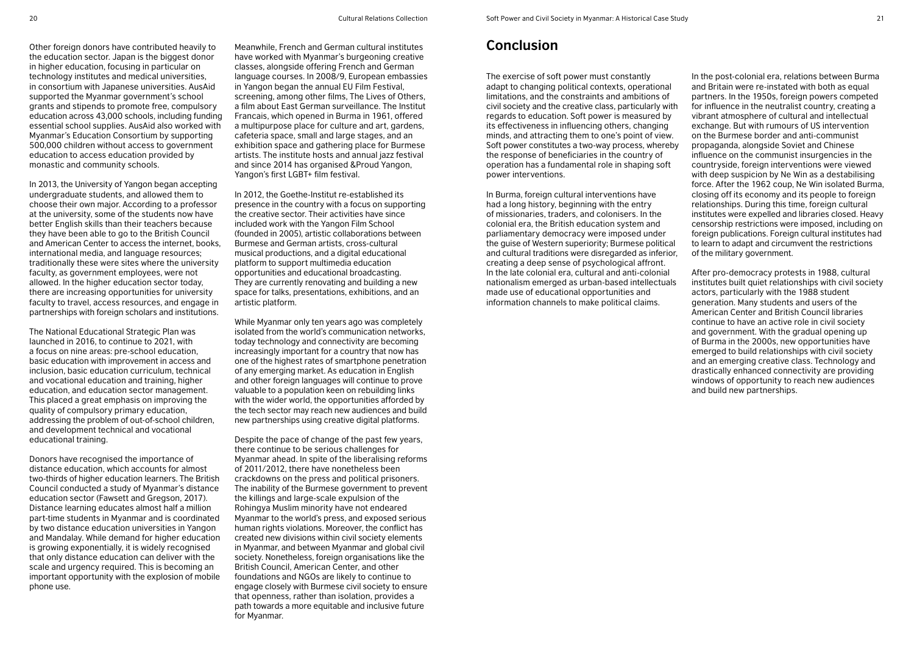Other foreign donors have contributed heavily to the education sector. Japan is the biggest donor in higher education, focusing in particular on technology institutes and medical universities, in consortium with Japanese universities. AusAid supported the Myanmar government's school grants and stipends to promote free, compulsory education across 43,000 schools, including funding essential school supplies. AusAid also worked with Myanmar's Education Consortium by supporting 500,000 children without access to government education to access education provided by monastic and community schools.

In 2013, the University of Yangon began accepting undergraduate students, and allowed them to choose their own major. According to a professor at the university, some of the students now have better English skills than their teachers because they have been able to go to the British Council and American Center to access the internet, books, international media, and language resources; traditionally these were sites where the university faculty, as government employees, were not allowed. In the higher education sector today, there are increasing opportunities for university faculty to travel, access resources, and engage in partnerships with foreign scholars and institutions.

The National Educational Strategic Plan was launched in 2016, to continue to 2021, with a focus on nine areas: pre-school education, basic education with improvement in access and inclusion, basic education curriculum, technical and vocational education and training, higher education, and education sector management. This placed a great emphasis on improving the quality of compulsory primary education, addressing the problem of out-of-school children, and development technical and vocational educational training.

Donors have recognised the importance of distance education, which accounts for almost two-thirds of higher education learners. The British Council conducted a study of Myanmar's distance education sector (Fawsett and Gregson, 2017). Distance learning educates almost half a million part-time students in Myanmar and is coordinated by two distance education universities in Yangon and Mandalay. While demand for higher education is growing exponentially, it is widely recognised that only distance education can deliver with the scale and urgency required. This is becoming an important opportunity with the explosion of mobile phone use.

Meanwhile, French and German cultural institutes have worked with Myanmar's burgeoning creative classes, alongside offering French and German language courses. In 2008/9, European embassies in Yangon began the annual EU Film Festival, screening, among other films, The Lives of Others, a film about East German surveillance. The Institut Francais, which opened in Burma in 1961, offered a multipurpose place for culture and art, gardens, cafeteria space, small and large stages, and an exhibition space and gathering place for Burmese artists. The institute hosts and annual jazz festival and since 2014 has organised &Proud Yangon, Yangon's first LGBT+ film festival.

In 2012, the Goethe-Institut re-established its presence in the country with a focus on supporting the creative sector. Their activities have since included work with the Yangon Film School (founded in 2005), artistic collaborations between Burmese and German artists, cross-cultural musical productions, and a digital educational platform to support multimedia education opportunities and educational broadcasting. They are currently renovating and building a new space for talks, presentations, exhibitions, and an artistic platform.

While Myanmar only ten years ago was completely isolated from the world's communication networks, today technology and connectivity are becoming increasingly important for a country that now has one of the highest rates of smartphone penetration of any emerging market. As education in English and other foreign languages will continue to prove valuable to a population keen on rebuilding links with the wider world, the opportunities afforded by the tech sector may reach new audiences and build new partnerships using creative digital platforms.

Despite the pace of change of the past few years, there continue to be serious challenges for Myanmar ahead. In spite of the liberalising reforms of 2011/2012, there have nonetheless been crackdowns on the press and political prisoners. The inability of the Burmese government to prevent the killings and large-scale expulsion of the Rohingya Muslim minority have not endeared Myanmar to the world's press, and exposed serious human rights violations. Moreover, the conflict has created new divisions within civil society elements in Myanmar, and between Myanmar and global civil society. Nonetheless, foreign organisations like the British Council, American Center, and other foundations and NGOs are likely to continue to engage closely with Burmese civil society to ensure that openness, rather than isolation, provides a path towards a more equitable and inclusive future for Myanmar.

## Conclusion

The exercise of soft power must constantly adapt to changing political contexts, operational limitations, and the constraints and ambitions of civil society and the creative class, particularly with regards to education. Soft power is measured by its effectiveness in influencing others, changing minds, and attracting them to one's point of view. Soft power constitutes a two-way process, whereby the response of beneficiaries in the country of operation has a fundamental role in shaping soft power interventions.

In Burma, foreign cultural interventions have had a long history, beginning with the entry of missionaries, traders, and colonisers. In the colonial era, the British education system and parliamentary democracy were imposed under the guise of Western superiority; Burmese political and cultural traditions were disregarded as inferior, creating a deep sense of psychological affront. In the late colonial era, cultural and anti-colonial nationalism emerged as urban-based intellectuals made use of educational opportunities and information channels to make political claims.

In the post-colonial era, relations between Burma and Britain were re-instated with both as equal partners. In the 1950s, foreign powers competed for influence in the neutralist country, creating a vibrant atmosphere of cultural and intellectual exchange. But with rumours of US intervention on the Burmese border and anti-communist propaganda, alongside Soviet and Chinese influence on the communist insurgencies in the countryside, foreign interventions were viewed with deep suspicion by Ne Win as a destabilising force. After the 1962 coup, Ne Win isolated Burma, closing off its economy and its people to foreign relationships. During this time, foreign cultural institutes were expelled and libraries closed. Heavy censorship restrictions were imposed, including on foreign publications. Foreign cultural institutes had to learn to adapt and circumvent the restrictions of the military government.

After pro-democracy protests in 1988, cultural institutes built quiet relationships with civil society actors, particularly with the 1988 student generation. Many students and users of the American Center and British Council libraries continue to have an active role in civil society and government. With the gradual opening up of Burma in the 2000s, new opportunities have emerged to build relationships with civil society and an emerging creative class. Technology and drastically enhanced connectivity are providing windows of opportunity to reach new audiences and build new partnerships.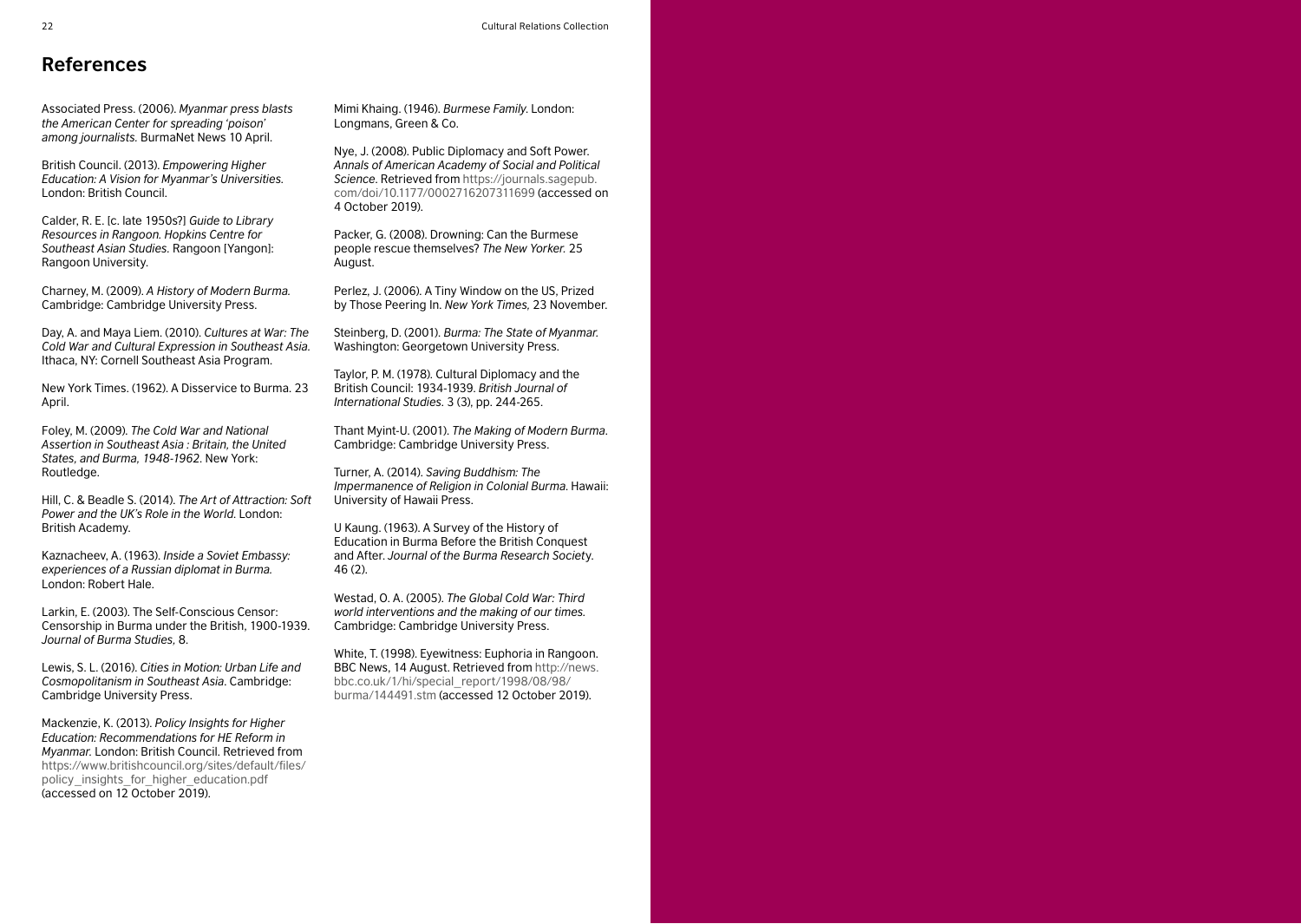## References

Associated Press. (2006). *Myanmar press blasts the American Center for spreading 'poison' among journalists*. BurmaNet News 10 April.

British Council. (2013). *Empowering Higher Education: A Vision for Myanmar's Universities*. London: British Council.

Calder, R. E. [c. late 1950s?] *Guide to Library Resources in Rangoon. Hopkins Centre for Southeast Asian Studies*. Rangoon [Yangon]: Rangoon University.

Charney, M. (2009). *A History of Modern Burma*. Cambridge: Cambridge University Press.

Day, A. and Maya Liem. (2010). *Cultures at War: The Cold War and Cultural Expression in Southeast Asia*. Ithaca, NY: Cornell Southeast Asia Program.

New York Times. (1962). A Disservice to Burma. 23 April.

Foley, M. (2009). *The Cold War and National Assertion in Southeast Asia : Britain, the United States, and Burma, 1948-1962*. New York: Routledge.

Hill, C. & Beadle S. (2014). *The Art of Attraction: Soft Power and the UK's Role in the World*. London: British Academy.

Kaznacheev, A. (1963). *Inside a Soviet Embassy: experiences of a Russian diplomat in Burma*. London: Robert Hale.

Larkin, E. (2003). The Self-Conscious Censor: Censorship in Burma under the British, 1900-1939. *Journal of Burma Studies*, 8.

Lewis, S. L. (2016). *Cities in Motion: Urban Life and Cosmopolitanism in Southeast Asia*. Cambridge: Cambridge University Press.

Mackenzie, K. (2013). *Policy Insights for Higher Education: Recommendations for HE Reform in Myanmar*. London: British Council. Retrieved from https://www.britishcouncil.org/sites/default/files/policy_insights_for_higher_education.pdf (accessed on 12 October 2019).

Mimi Khaing. (1946). *Burmese Family*. London: Longmans, Green & Co.

Nye, J. (2008). Public Diplomacy and Soft Power. *Annals of American Academy of Social and Political Science*. Retrieved from https://journals.sagepub.com/doi/10.1177/0002716207311699 (accessed on 4 October 2019).

Packer, G. (2008). Drowning: Can the Burmese people rescue themselves? *The New Yorker*. 25 August.

Perlez, J. (2006). A Tiny Window on the US, Prized by Those Peering In. *New York Times*, 23 November.

Steinberg, D. (2001). *Burma: The State of Myanmar*. Washington: Georgetown University Press.

Taylor, P. M. (1978). Cultural Diplomacy and the British Council: 1934-1939. *British Journal of International Studies*. 3 (3), pp. 244-265.

Thant Myint-U. (2001). *The Making of Modern Burma*. Cambridge: Cambridge University Press.

Turner, A. (2014). *Saving Buddhism: The Impermanence of Religion in Colonial Burma*. Hawaii: University of Hawaii Press.

U Kaung. (1963). A Survey of the History of Education in Burma Before the British Conquest and After. *Journal of the Burma Research Society*. 46 (2).

Westad, O. A. (2005). *The Global Cold War: Third world interventions and the making of our times*. Cambridge: Cambridge University Press.

White, T. (1998). Eyewitness: Euphoria in Rangoon. BBC News, 14 August. Retrieved from http://news.bbc.co.uk/1/hi/special_report/1998/08/98/burma/144491.stm (accessed 12 October 2019).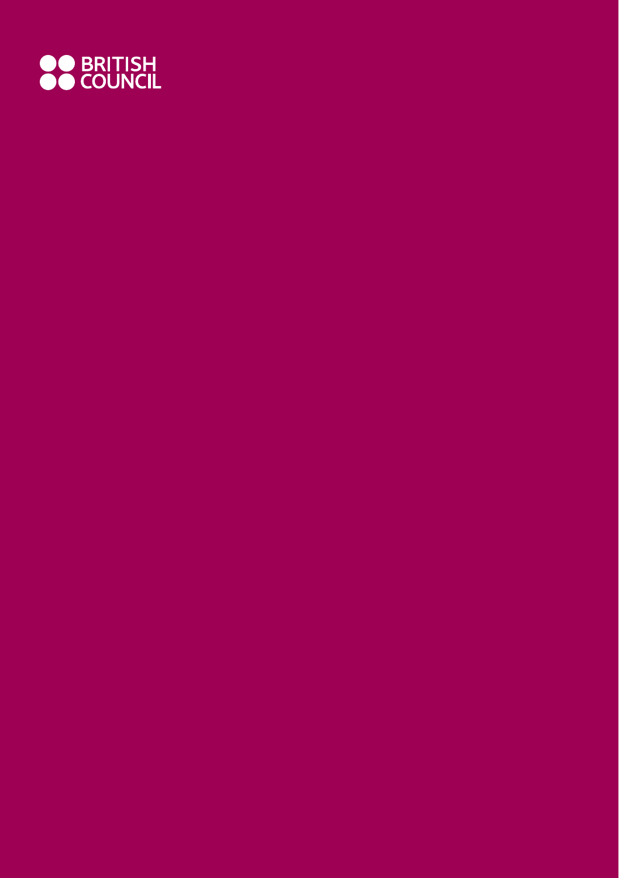BRITISH COUNCIL